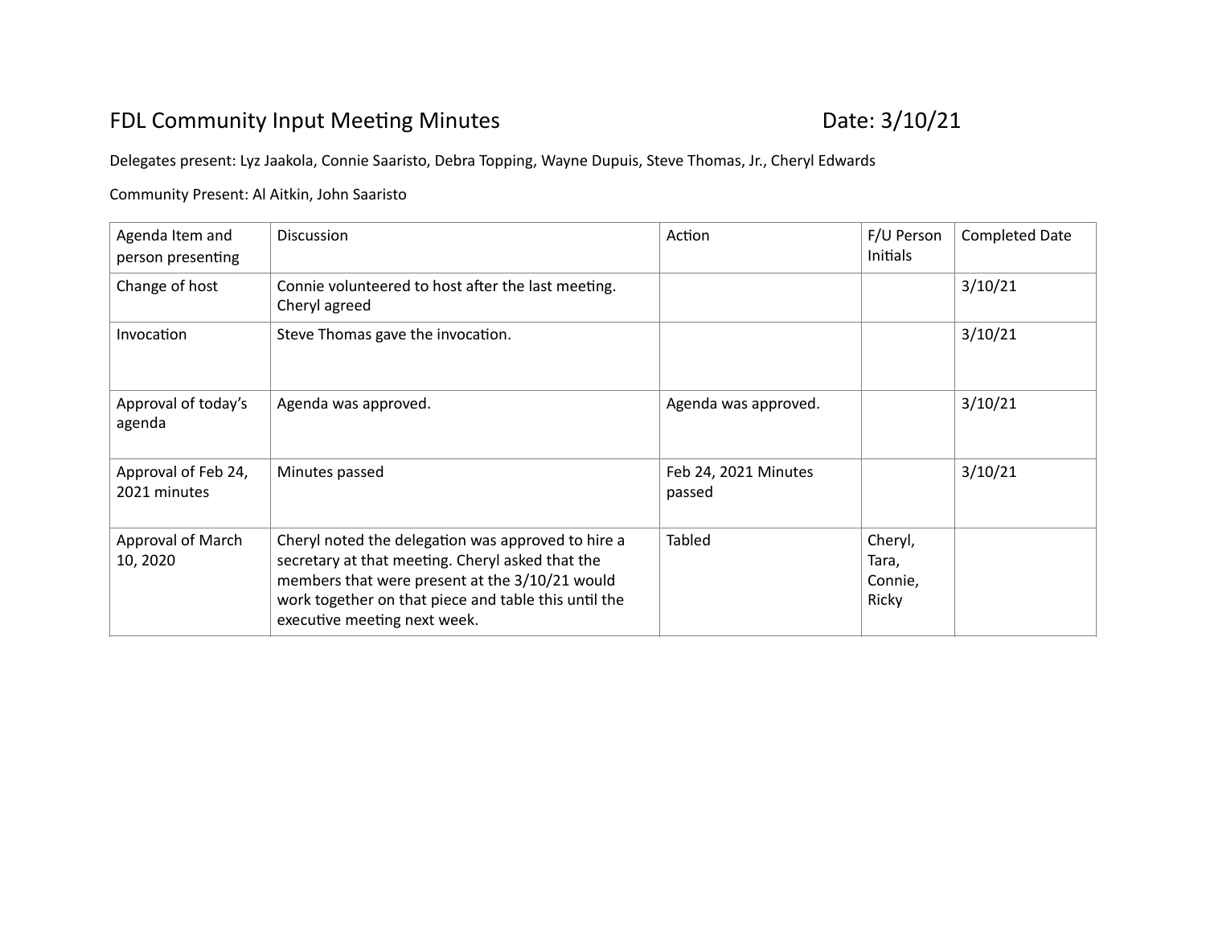# FDL Community Input Meeting Minutes

Date: 3/10/21

Delegates present: Lyz Jaakola, Connie Saaristo, Debra Topping, Wayne Dupuis, Steve Thomas, Jr., Cheryl Edwards

Community Present: Al Aitkin, John Saaristo

| Agenda Item and person presenting | Discussion | Action | F/U Person Initials | Completed Date |
|---|---|---|---|---|
| Change of host | Connie volunteered to host after the last meeting. Cheryl agreed | | | 3/10/21 |
| Invocation | Steve Thomas gave the invocation. | | | 3/10/21 |
| Approval of today's agenda | Agenda was approved. | Agenda was approved. | | 3/10/21 |
| Approval of Feb 24, 2021 minutes | Minutes passed | Feb 24, 2021 Minutes passed | | 3/10/21 |
| Approval of March 10, 2020 | Cheryl noted the delegation was approved to hire a secretary at that meeting. Cheryl asked that the members that were present at the 3/10/21 would work together on that piece and table this until the executive meeting next week. | Tabled | Cheryl, Tara, Connie, Ricky | |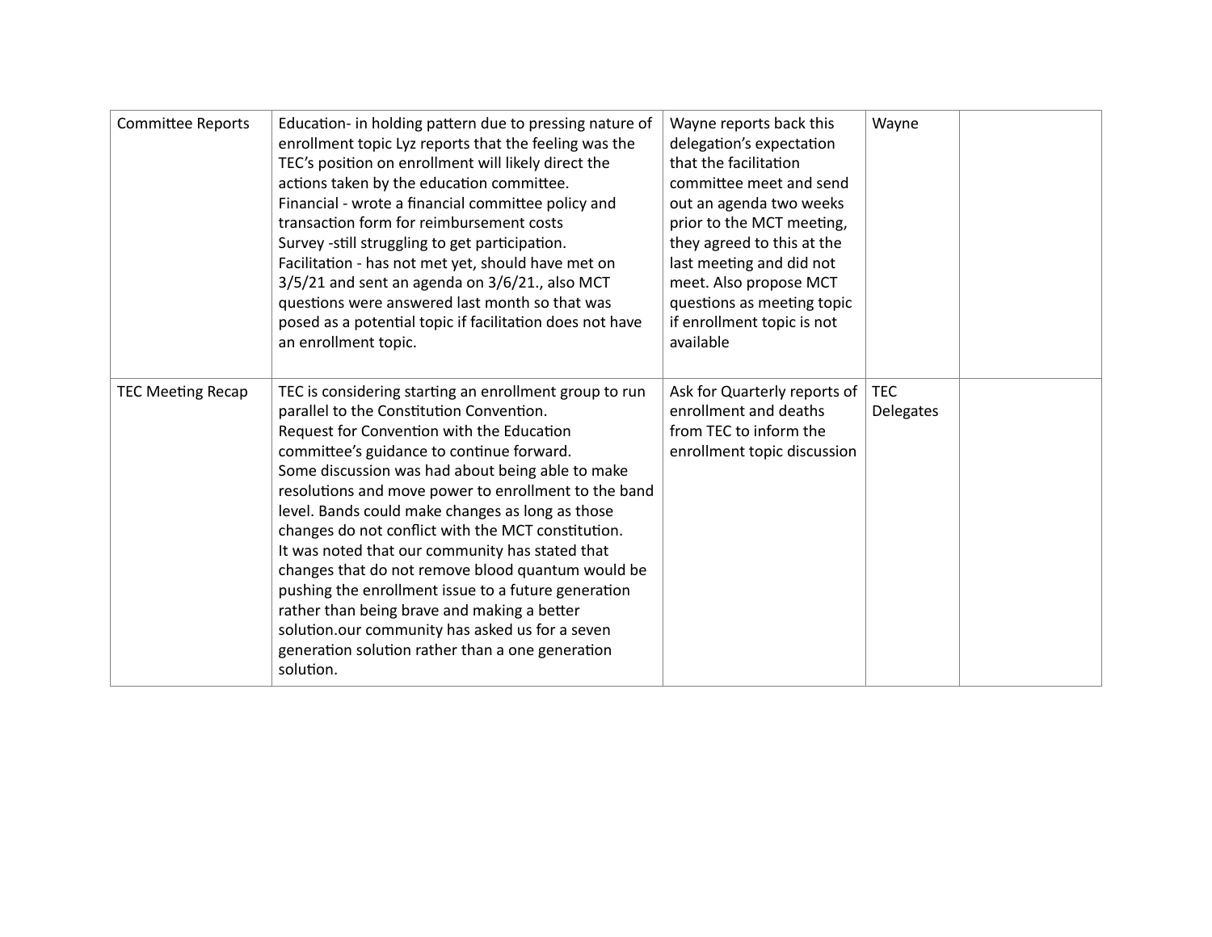| Committee Reports | Education- in holding pattern due to pressing nature of enrollment topic Lyz reports that the feeling was the TEC's position on enrollment will likely direct the actions taken by the education committee.<br>Financial - wrote a financial committee policy and transaction form for reimbursement costs<br>Survey -still struggling to get participation.<br>Facilitation - has not met yet, should have met on 3/5/21 and sent an agenda on 3/6/21., also MCT questions were answered last month so that was posed as a potential topic if facilitation does not have an enrollment topic. | Wayne reports back this delegation's expectation that the facilitation committee meet and send out an agenda two weeks prior to the MCT meeting, they agreed to this at the last meeting and did not meet. Also propose MCT questions as meeting topic if enrollment topic is not available | Wayne | |
|---|---|---|---|---|
| TEC Meeting Recap | TEC is considering starting an enrollment group to run parallel to the Constitution Convention.<br>Request for Convention with the Education committee's guidance to continue forward.<br>Some discussion was had about being able to make resolutions and move power to enrollment to the band level. Bands could make changes as long as those changes do not conflict with the MCT constitution.<br>It was noted that our community has stated that changes that do not remove blood quantum would be pushing the enrollment issue to a future generation rather than being brave and making a better solution.our community has asked us for a seven generation solution rather than a one generation solution. | Ask for Quarterly reports of enrollment and deaths from TEC to inform the enrollment topic discussion | TEC Delegates | |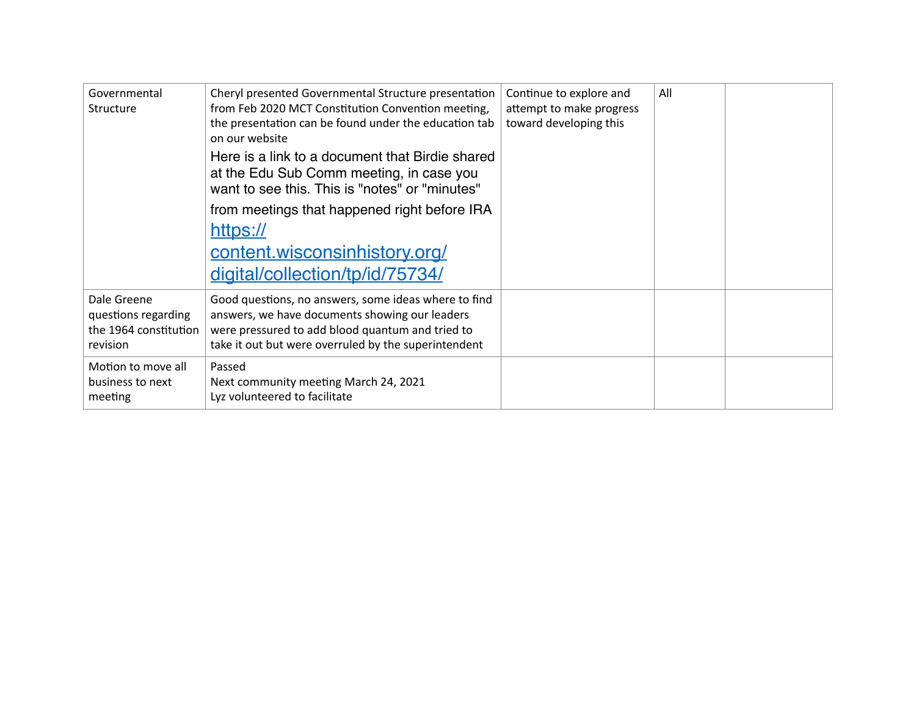| | | | | |
|---|---|---|---|---|
| Governmental Structure | Cheryl presented Governmental Structure presentation from Feb 2020 MCT Constitution Convention meeting, the presentation can be found under the education tab on our website<br>Here is a link to a document that Birdie shared at the Edu Sub Comm meeting, in case you want to see this. This is "notes" or "minutes" from meetings that happened right before IRA [https://content.wisconsinhistory.org/digital/collection/tp/id/75734/](https://content.wisconsinhistory.org/digital/collection/tp/id/75734/) | Continue to explore and attempt to make progress toward developing this | All | |
| Dale Greene questions regarding the 1964 constitution revision | Good questions, no answers, some ideas where to find answers, we have documents showing our leaders were pressured to add blood quantum and tried to take it out but were overruled by the superintendent | | | |
| Motion to move all business to next meeting | Passed<br>Next community meeting March 24, 2021<br>Lyz volunteered to facilitate | | | |